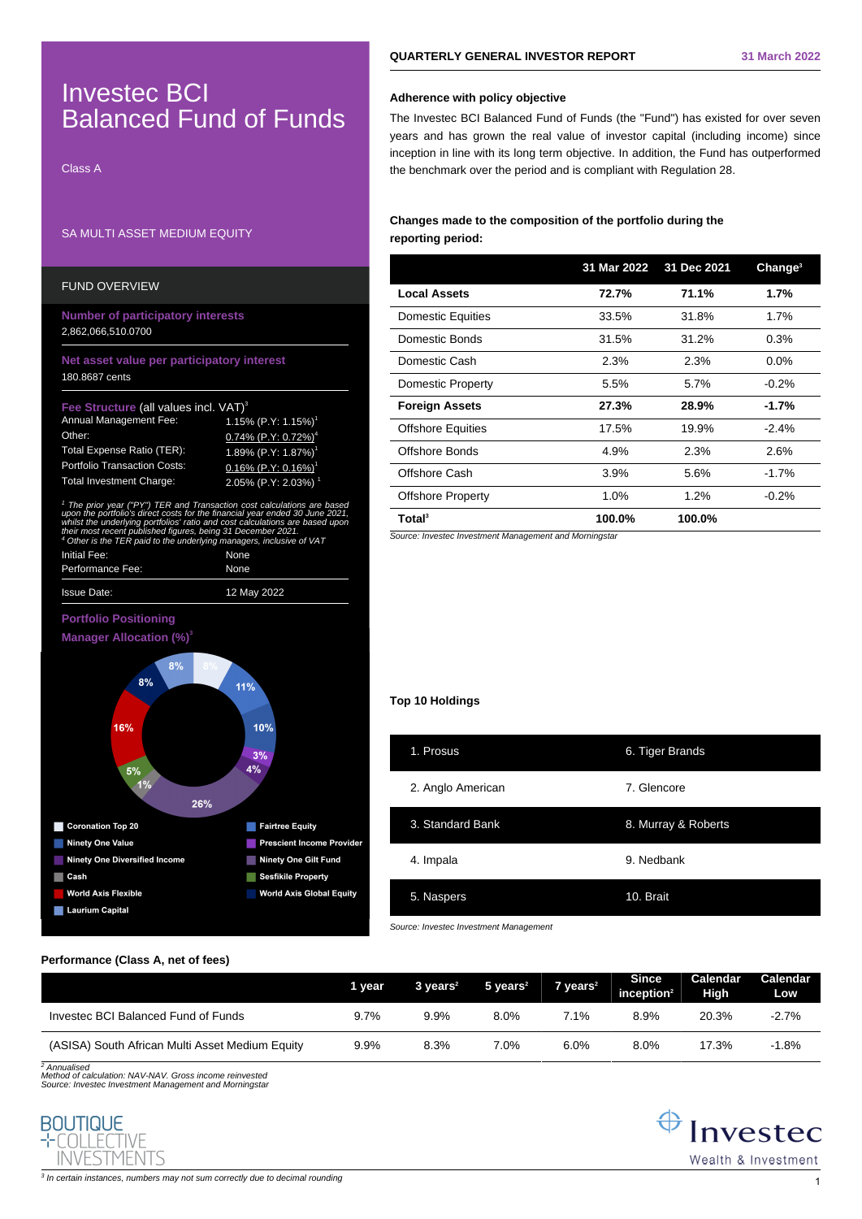# Investec BCI Balanced Fund of Funds

Class A

SA MULTI ASSET MEDIUM EQUITY

## FUND OVERVIEW

**Number of participatory interests**
2,862,066,510.0700

**Net asset value per participatory interest**
180.8687 cents

**Fee Structure** (all values incl. VAT)[3]

| | |
|---|---|
| Annual Management Fee: | 1.15% (P.Y: 1.15%)[1] |
| Other: | 0.74% (P.Y: 0.72%)[4] |
| Total Expense Ratio (TER): | 1.89% (P.Y: 1.87%)[1] |
| Portfolio Transaction Costs: | 0.16% (P.Y: 0.16%)[1] |
| Total Investment Charge: | 2.05% (P.Y: 2.03%)[1] |

*[1] The prior year ("PY") TER and Transaction cost calculations are based upon the portfolio's direct costs for the financial year ended 30 June 2021, whilst the underlying portfolios' ratio and cost calculations are based upon their most recent published figures, being 31 December 2021.*
*[4] Other is the TER paid to the underlying managers, inclusive of VAT*

| | |
|---|---|
| Initial Fee: | None |
| Performance Fee: | None |
| Issue Date: | 12 May 2022 |

### Portfolio Positioning

**Manager Allocation (%)**[3]

| Manager | % |
|---|---|
| Coronation Top 20 | 8% |
| Fairtree Equity | 11% |
| Ninety One Value | 10% |
| Prescient Income Provider | 3% |
| Ninety One Diversified Income | 4% |
| Ninety One Gilt Fund | 26% |
| Cash | 1% |
| Sesfikile Property | 5% |
| World Axis Flexible | 16% |
| World Axis Global Equity | 8% |
| Laurium Capital | 8% |

## QUARTERLY GENERAL INVESTOR REPORT — 31 March 2022

### Adherence with policy objective

The Investec BCI Balanced Fund of Funds (the "Fund") has existed for over seven years and has grown the real value of investor capital (including income) since inception in line with its long term objective. In addition, the Fund has outperformed the benchmark over the period and is compliant with Regulation 28.

### Changes made to the composition of the portfolio during the reporting period:

| | 31 Mar 2022 | 31 Dec 2021 | Change[3] |
|---|---|---|---|
| **Local Assets** | **72.7%** | **71.1%** | **1.7%** |
| Domestic Equities | 33.5% | 31.8% | 1.7% |
| Domestic Bonds | 31.5% | 31.2% | 0.3% |
| Domestic Cash | 2.3% | 2.3% | 0.0% |
| Domestic Property | 5.5% | 5.7% | -0.2% |
| **Foreign Assets** | **27.3%** | **28.9%** | **-1.7%** |
| Offshore Equities | 17.5% | 19.9% | -2.4% |
| Offshore Bonds | 4.9% | 2.3% | 2.6% |
| Offshore Cash | 3.9% | 5.6% | -1.7% |
| Offshore Property | 1.0% | 1.2% | -0.2% |
| **Total**[3] | **100.0%** | **100.0%** | |

*Source: Investec Investment Management and Morningstar*

### Top 10 Holdings

| | |
|---|---|
| 1. Prosus | 6. Tiger Brands |
| 2. Anglo American | 7. Glencore |
| 3. Standard Bank | 8. Murray & Roberts |
| 4. Impala | 9. Nedbank |
| 5. Naspers | 10. Brait |

*Source: Investec Investment Management*

### Performance (Class A, net of fees)

| | 1 year | 3 years[2] | 5 years[2] | 7 years[2] | Since inception[2] | Calendar High | Calendar Low |
|---|---|---|---|---|---|---|---|
| Investec BCI Balanced Fund of Funds | 9.7% | 9.9% | 8.0% | 7.1% | 8.9% | 20.3% | -2.7% |
| (ASISA) South African Multi Asset Medium Equity | 9.9% | 8.3% | 7.0% | 6.0% | 8.0% | 17.3% | -1.8% |

*[2] Annualised*
*Method of calculation: NAV-NAV. Gross income reinvested*
*Source: Investec Investment Management and Morningstar*

BOUTIQUE COLLECTIVE INVESTMENTS

Investec Wealth & Investment

*[3] In certain instances, numbers may not sum correctly due to decimal rounding*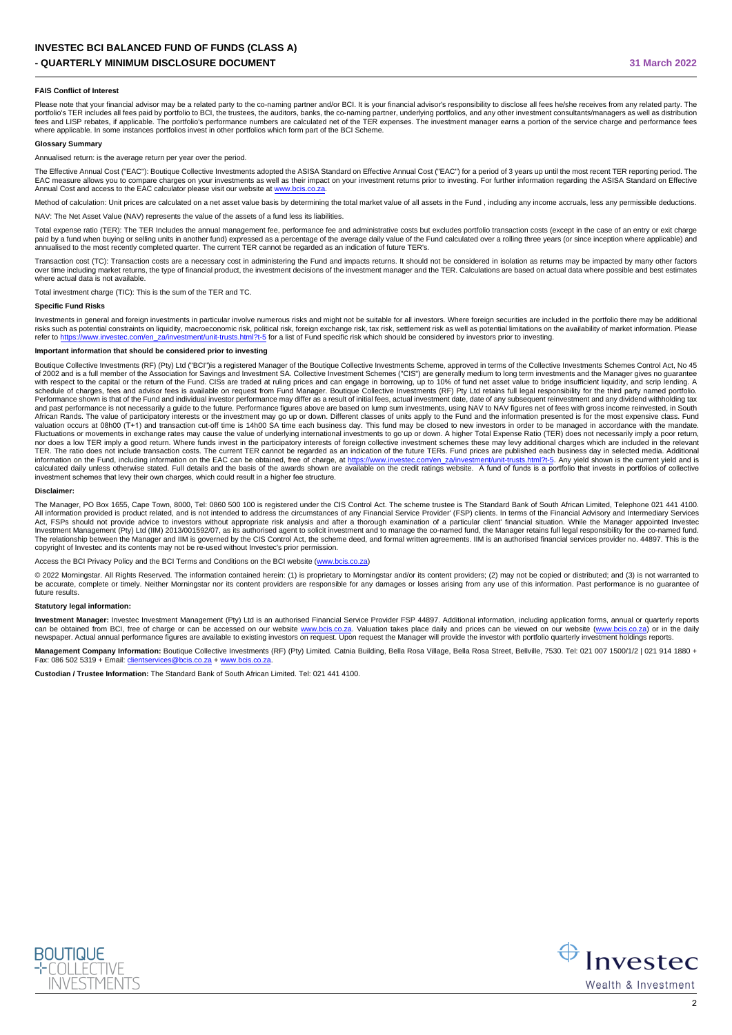# INVESTEC BCI BALANCED FUND OF FUNDS (CLASS A) - QUARTERLY MINIMUM DISCLOSURE DOCUMENT

31 March 2022

### FAIS Conflict of Interest

Please note that your financial advisor may be a related party to the co-naming partner and/or BCI. It is your financial advisor's responsibility to disclose all fees he/she receives from any related party. The portfolio's TER includes all fees paid by portfolio to BCI, the trustees, the auditors, banks, the co-naming partner, underlying portfolios, and any other investment consultants/managers as well as distribution fees and LISP rebates, if applicable. The portfolio's performance numbers are calculated net of the TER expenses. The investment manager earns a portion of the service charge and performance fees where applicable. In some instances portfolios invest in other portfolios which form part of the BCI Scheme.

### Glossary Summary

Annualised return: is the average return per year over the period.

The Effective Annual Cost ("EAC"): Boutique Collective Investments adopted the ASISA Standard on Effective Annual Cost ("EAC") for a period of 3 years up until the most recent TER reporting period. The EAC measure allows you to compare charges on your investments as well as their impact on your investment returns prior to investing. For further information regarding the ASISA Standard on Effective Annual Cost and access to the EAC calculator please visit our website at www.bcis.co.za.

Method of calculation: Unit prices are calculated on a net asset value basis by determining the total market value of all assets in the Fund , including any income accruals, less any permissible deductions.

NAV: The Net Asset Value (NAV) represents the value of the assets of a fund less its liabilities.

Total expense ratio (TER): The TER Includes the annual management fee, performance fee and administrative costs but excludes portfolio transaction costs (except in the case of an entry or exit charge paid by a fund when buying or selling units in another fund) expressed as a percentage of the average daily value of the Fund calculated over a rolling three years (or since inception where applicable) and annualised to the most recently completed quarter. The current TER cannot be regarded as an indication of future TER's.

Transaction cost (TC): Transaction costs are a necessary cost in administering the Fund and impacts returns. It should not be considered in isolation as returns may be impacted by many other factors over time including market returns, the type of financial product, the investment decisions of the investment manager and the TER. Calculations are based on actual data where possible and best estimates where actual data is not available.

Total investment charge (TIC): This is the sum of the TER and TC.

### Specific Fund Risks

Investments in general and foreign investments in particular involve numerous risks and might not be suitable for all investors. Where foreign securities are included in the portfolio there may be additional risks such as potential constraints on liquidity, macroeconomic risk, political risk, foreign exchange risk, tax risk, settlement risk as well as potential limitations on the availability of market information. Please refer to https://www.investec.com/en_za/investment/unit-trusts.html?t-5 for a list of Fund specific risk which should be considered by investors prior to investing.

### Important information that should be considered prior to investing

Boutique Collective Investments (RF) (Pty) Ltd ("BCI")is a registered Manager of the Boutique Collective Investments Scheme, approved in terms of the Collective Investments Schemes Control Act, No 45 of 2002 and is a full member of the Association for Savings and Investment SA. Collective Investment Schemes ("CIS") are generally medium to long term investments and the Manager gives no guarantee with respect to the capital or the return of the Fund. CISs are traded at ruling prices and can engage in borrowing, up to 10% of fund net asset value to bridge insufficient liquidity, and scrip lending. A schedule of charges, fees and advisor fees is available on request from Fund Manager. Boutique Collective Investments (RF) Pty Ltd retains full legal responsibility for the third party named portfolio. Performance shown is that of the Fund and individual investor performance may differ as a result of initial fees, actual investment date, date of any subsequent reinvestment and any dividend withholding tax and past performance is not necessarily a guide to the future. Performance figures above are based on lump sum investments, using NAV to NAV figures net of fees with gross income reinvested, in South African Rands. The value of participatory interests or the investment may go up or down. Different classes of units apply to the Fund and the information presented is for the most expensive class. Fund valuation occurs at 08h00 (T+1) and transaction cut-off time is 14h00 SA time each business day. This fund may be closed to new investors in order to be managed in accordance with the mandate. Fluctuations or movements in exchange rates may cause the value of underlying international investments to go up or down. A higher Total Expense Ratio (TER) does not necessarily imply a poor return, nor does a low TER imply a good return. Where funds invest in the participatory interests of foreign collective investment schemes these may levy additional charges which are included in the relevant TER. The ratio does not include transaction costs. The current TER cannot be regarded as an indication of the future TERs. Fund prices are published each business day in selected media. Additional information on the Fund, including information on the EAC can be obtained, free of charge, at https://www.investec.com/en_za/investment/unit-trusts.html?t-5. Any yield shown is the current yield and is calculated daily unless otherwise stated. Full details and the basis of the awards shown are available on the credit ratings website. A fund of funds is a portfolio that invests in portfolios of collective investment schemes that levy their own charges, which could result in a higher fee structure.

### Disclaimer:

The Manager, PO Box 1655, Cape Town, 8000, Tel: 0860 500 100 is registered under the CIS Control Act. The scheme trustee is The Standard Bank of South African Limited, Telephone 021 441 4100. All information provided is product related, and is not intended to address the circumstances of any Financial Service Provider' (FSP) clients. In terms of the Financial Advisory and Intermediary Services Act, FSPs should not provide advice to investors without appropriate risk analysis and after a thorough examination of a particular client' financial situation. While the Manager appointed Investec Investment Management (Pty) Ltd (IIM) 2013/001592/07, as its authorised agent to solicit investment and to manage the co-named fund, the Manager retains full legal responsibility for the co-named fund. The relationship between the Manager and IIM is governed by the CIS Control Act, the scheme deed, and formal written agreements. IIM is an authorised financial services provider no. 44897. This is the copyright of Investec and its contents may not be re-used without Investec's prior permission.

Access the BCI Privacy Policy and the BCI Terms and Conditions on the BCI website (www.bcis.co.za)

© 2022 Morningstar. All Rights Reserved. The information contained herein: (1) is proprietary to Morningstar and/or its content providers; (2) may not be copied or distributed; and (3) is not warranted to be accurate, complete or timely. Neither Morningstar nor its content providers are responsible for any damages or losses arising from any use of this information. Past performance is no guarantee of future results.

### Statutory legal information:

**Investment Manager:** Investec Investment Management (Pty) Ltd is an authorised Financial Service Provider FSP 44897. Additional information, including application forms, annual or quarterly reports can be obtained from BCI, free of charge or can be accessed on our website www.bcis.co.za. Valuation takes place daily and prices can be viewed on our website (www.bcis.co.za) or in the daily newspaper. Actual annual performance figures are available to existing investors on request. Upon request the Manager will provide the investor with portfolio quarterly investment holdings reports.

**Management Company Information:** Boutique Collective Investments (RF) (Pty) Limited. Catnia Building, Bella Rosa Village, Bella Rosa Street, Bellville, 7530. Tel: 021 007 1500/1/2 | 021 914 1880 + Fax: 086 502 5319 + Email: clientservices@bcis.co.za + www.bcis.co.za.

**Custodian / Trustee Information:** The Standard Bank of South African Limited. Tel: 021 441 4100.

BOUTIQUE COLLECTIVE INVESTMENTS

Investec Wealth & Investment